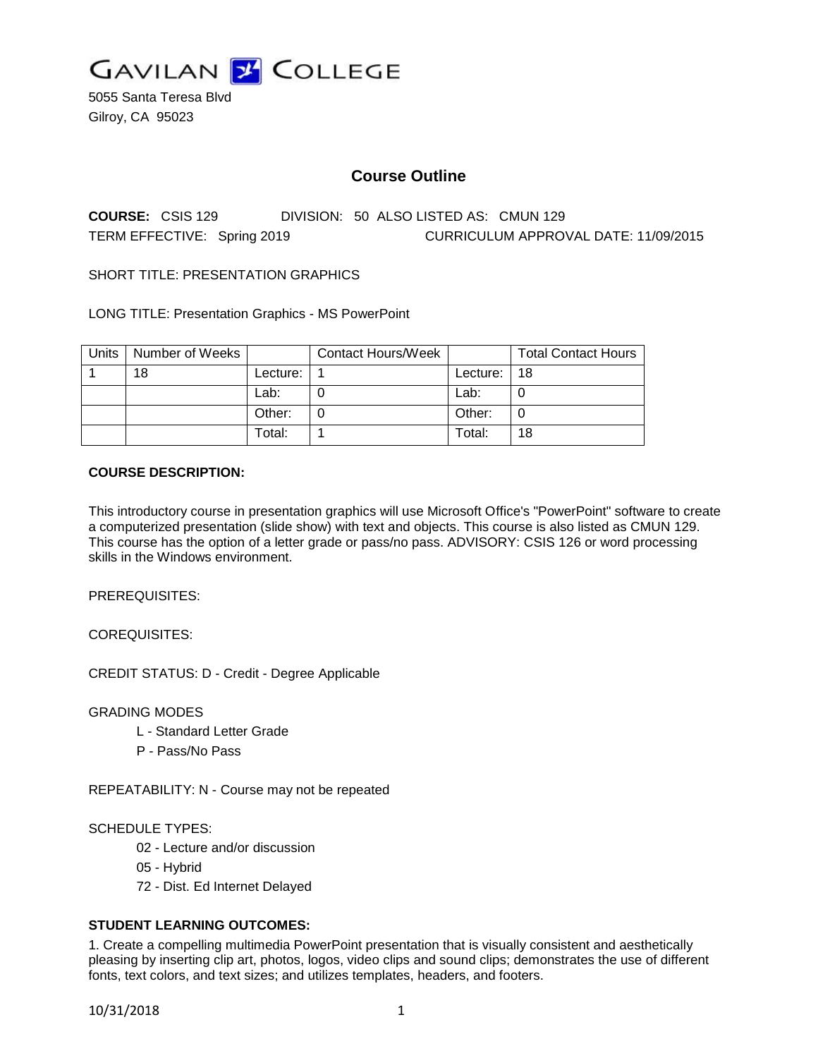GAVILAN COLLEGE

5055 Santa Teresa Blvd
Gilroy, CA 95023

# Course Outline

**COURSE:** CSIS 129 DIVISION: 50 ALSO LISTED AS: CMUN 129

TERM EFFECTIVE: Spring 2019 CURRICULUM APPROVAL DATE: 11/09/2015

SHORT TITLE: PRESENTATION GRAPHICS

LONG TITLE: Presentation Graphics - MS PowerPoint

| Units | Number of Weeks | | Contact Hours/Week | | Total Contact Hours |
|---|---|---|---|---|---|
| 1 | 18 | Lecture: | 1 | Lecture: | 18 |
| | | Lab: | 0 | Lab: | 0 |
| | | Other: | 0 | Other: | 0 |
| | | Total: | 1 | Total: | 18 |

**COURSE DESCRIPTION:**

This introductory course in presentation graphics will use Microsoft Office's "PowerPoint" software to create a computerized presentation (slide show) with text and objects. This course is also listed as CMUN 129. This course has the option of a letter grade or pass/no pass. ADVISORY: CSIS 126 or word processing skills in the Windows environment.

PREREQUISITES:

COREQUISITES:

CREDIT STATUS: D - Credit - Degree Applicable

GRADING MODES

- L - Standard Letter Grade
- P - Pass/No Pass

REPEATABILITY: N - Course may not be repeated

SCHEDULE TYPES:

- 02 - Lecture and/or discussion
- 05 - Hybrid
- 72 - Dist. Ed Internet Delayed

**STUDENT LEARNING OUTCOMES:**

1. Create a compelling multimedia PowerPoint presentation that is visually consistent and aesthetically pleasing by inserting clip art, photos, logos, video clips and sound clips; demonstrates the use of different fonts, text colors, and text sizes; and utilizes templates, headers, and footers.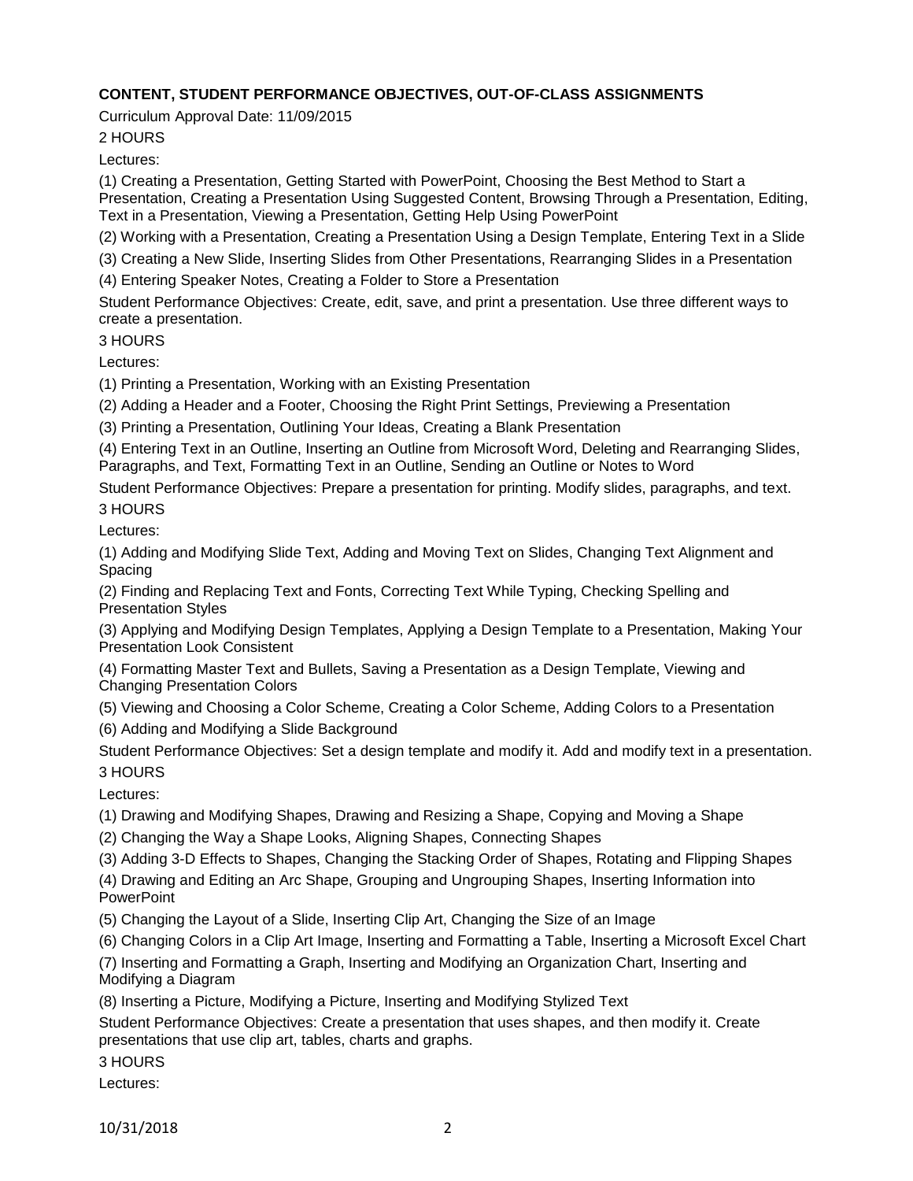**CONTENT, STUDENT PERFORMANCE OBJECTIVES, OUT-OF-CLASS ASSIGNMENTS**

Curriculum Approval Date: 11/09/2015

2 HOURS

Lectures:

(1) Creating a Presentation, Getting Started with PowerPoint, Choosing the Best Method to Start a Presentation, Creating a Presentation Using Suggested Content, Browsing Through a Presentation, Editing, Text in a Presentation, Viewing a Presentation, Getting Help Using PowerPoint

(2) Working with a Presentation, Creating a Presentation Using a Design Template, Entering Text in a Slide

(3) Creating a New Slide, Inserting Slides from Other Presentations, Rearranging Slides in a Presentation

(4) Entering Speaker Notes, Creating a Folder to Store a Presentation

Student Performance Objectives: Create, edit, save, and print a presentation. Use three different ways to create a presentation.

3 HOURS

Lectures:

(1) Printing a Presentation, Working with an Existing Presentation

(2) Adding a Header and a Footer, Choosing the Right Print Settings, Previewing a Presentation

(3) Printing a Presentation, Outlining Your Ideas, Creating a Blank Presentation

(4) Entering Text in an Outline, Inserting an Outline from Microsoft Word, Deleting and Rearranging Slides, Paragraphs, and Text, Formatting Text in an Outline, Sending an Outline or Notes to Word

Student Performance Objectives: Prepare a presentation for printing. Modify slides, paragraphs, and text.

3 HOURS

Lectures:

(1) Adding and Modifying Slide Text, Adding and Moving Text on Slides, Changing Text Alignment and Spacing

(2) Finding and Replacing Text and Fonts, Correcting Text While Typing, Checking Spelling and Presentation Styles

(3) Applying and Modifying Design Templates, Applying a Design Template to a Presentation, Making Your Presentation Look Consistent

(4) Formatting Master Text and Bullets, Saving a Presentation as a Design Template, Viewing and Changing Presentation Colors

(5) Viewing and Choosing a Color Scheme, Creating a Color Scheme, Adding Colors to a Presentation

(6) Adding and Modifying a Slide Background

Student Performance Objectives: Set a design template and modify it. Add and modify text in a presentation.

3 HOURS

Lectures:

(1) Drawing and Modifying Shapes, Drawing and Resizing a Shape, Copying and Moving a Shape

(2) Changing the Way a Shape Looks, Aligning Shapes, Connecting Shapes

(3) Adding 3-D Effects to Shapes, Changing the Stacking Order of Shapes, Rotating and Flipping Shapes

(4) Drawing and Editing an Arc Shape, Grouping and Ungrouping Shapes, Inserting Information into PowerPoint

(5) Changing the Layout of a Slide, Inserting Clip Art, Changing the Size of an Image

(6) Changing Colors in a Clip Art Image, Inserting and Formatting a Table, Inserting a Microsoft Excel Chart

(7) Inserting and Formatting a Graph, Inserting and Modifying an Organization Chart, Inserting and Modifying a Diagram

(8) Inserting a Picture, Modifying a Picture, Inserting and Modifying Stylized Text

Student Performance Objectives: Create a presentation that uses shapes, and then modify it. Create presentations that use clip art, tables, charts and graphs.

3 HOURS

Lectures: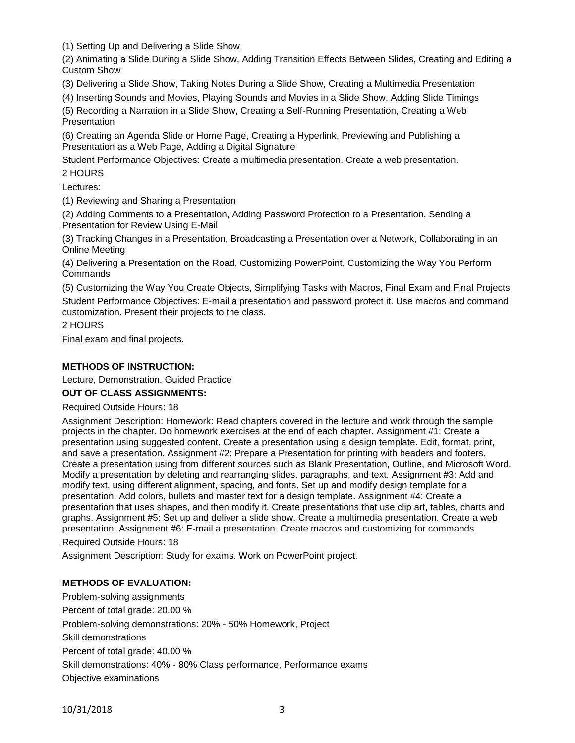(1) Setting Up and Delivering a Slide Show

(2) Animating a Slide During a Slide Show, Adding Transition Effects Between Slides, Creating and Editing a Custom Show

(3) Delivering a Slide Show, Taking Notes During a Slide Show, Creating a Multimedia Presentation

(4) Inserting Sounds and Movies, Playing Sounds and Movies in a Slide Show, Adding Slide Timings

(5) Recording a Narration in a Slide Show, Creating a Self-Running Presentation, Creating a Web Presentation

(6) Creating an Agenda Slide or Home Page, Creating a Hyperlink, Previewing and Publishing a Presentation as a Web Page, Adding a Digital Signature

Student Performance Objectives: Create a multimedia presentation. Create a web presentation.

2 HOURS

Lectures:

(1) Reviewing and Sharing a Presentation

(2) Adding Comments to a Presentation, Adding Password Protection to a Presentation, Sending a Presentation for Review Using E-Mail

(3) Tracking Changes in a Presentation, Broadcasting a Presentation over a Network, Collaborating in an Online Meeting

(4) Delivering a Presentation on the Road, Customizing PowerPoint, Customizing the Way You Perform Commands

(5) Customizing the Way You Create Objects, Simplifying Tasks with Macros, Final Exam and Final Projects

Student Performance Objectives: E-mail a presentation and password protect it. Use macros and command customization. Present their projects to the class.

2 HOURS

Final exam and final projects.

**METHODS OF INSTRUCTION:**

Lecture, Demonstration, Guided Practice

**OUT OF CLASS ASSIGNMENTS:**

Required Outside Hours: 18

Assignment Description: Homework: Read chapters covered in the lecture and work through the sample projects in the chapter. Do homework exercises at the end of each chapter. Assignment #1: Create a presentation using suggested content. Create a presentation using a design template. Edit, format, print, and save a presentation. Assignment #2: Prepare a Presentation for printing with headers and footers. Create a presentation using from different sources such as Blank Presentation, Outline, and Microsoft Word. Modify a presentation by deleting and rearranging slides, paragraphs, and text. Assignment #3: Add and modify text, using different alignment, spacing, and fonts. Set up and modify design template for a presentation. Add colors, bullets and master text for a design template. Assignment #4: Create a presentation that uses shapes, and then modify it. Create presentations that use clip art, tables, charts and graphs. Assignment #5: Set up and deliver a slide show. Create a multimedia presentation. Create a web presentation. Assignment #6: E-mail a presentation. Create macros and customizing for commands.

Required Outside Hours: 18

Assignment Description: Study for exams. Work on PowerPoint project.

**METHODS OF EVALUATION:**

Problem-solving assignments

Percent of total grade: 20.00 %

Problem-solving demonstrations: 20% - 50% Homework, Project

Skill demonstrations

Percent of total grade: 40.00 %

Skill demonstrations: 40% - 80% Class performance, Performance exams

Objective examinations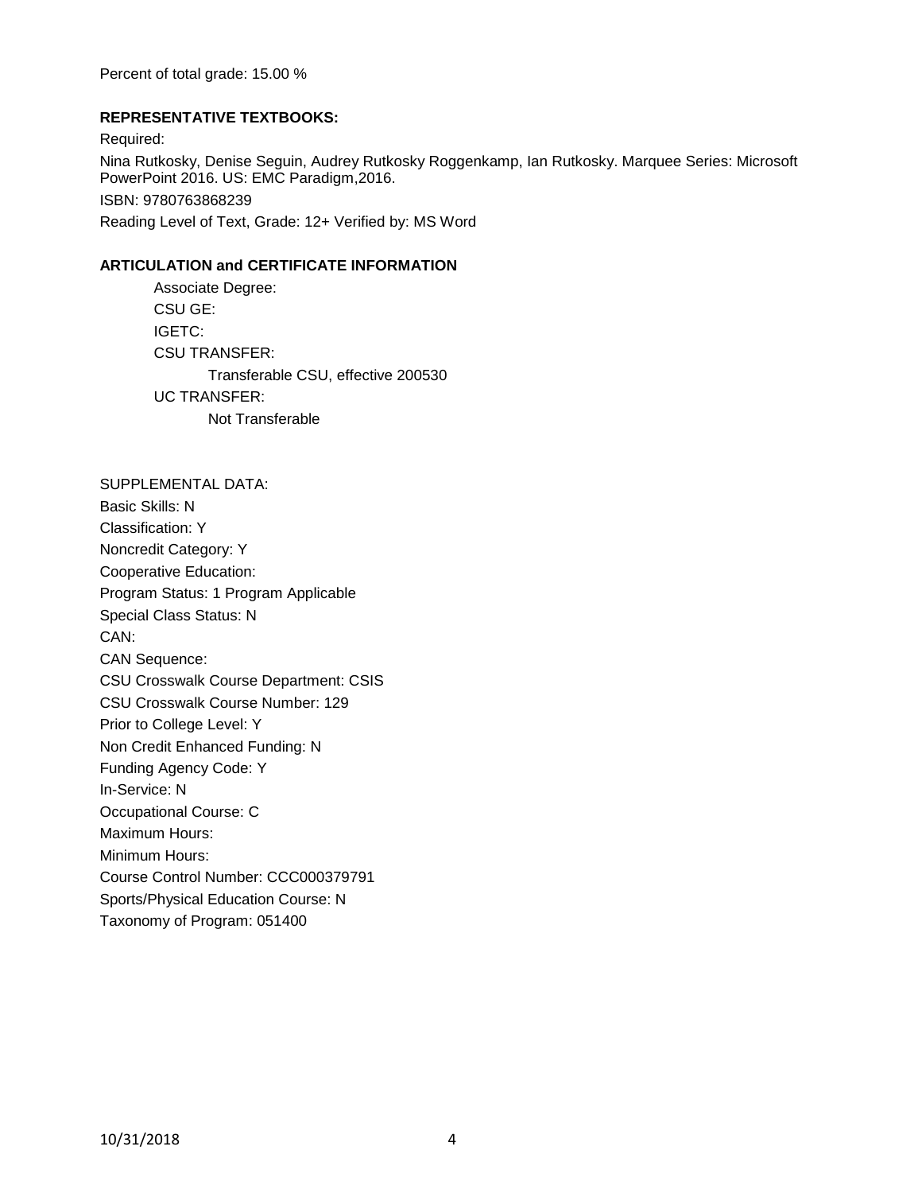Percent of total grade: 15.00 %

**REPRESENTATIVE TEXTBOOKS:**

Required:

Nina Rutkosky, Denise Seguin, Audrey Rutkosky Roggenkamp, Ian Rutkosky. Marquee Series: Microsoft PowerPoint 2016. US: EMC Paradigm,2016.

ISBN: 9780763868239

Reading Level of Text, Grade: 12+ Verified by: MS Word

**ARTICULATION and CERTIFICATE INFORMATION**

Associate Degree:

CSU GE:

IGETC:

CSU TRANSFER:

Transferable CSU, effective 200530

UC TRANSFER:

Not Transferable

SUPPLEMENTAL DATA:

Basic Skills: N

Classification: Y

Noncredit Category: Y

Cooperative Education:

Program Status: 1 Program Applicable

Special Class Status: N

CAN:

CAN Sequence:

CSU Crosswalk Course Department: CSIS

CSU Crosswalk Course Number: 129

Prior to College Level: Y

Non Credit Enhanced Funding: N

Funding Agency Code: Y

In-Service: N

Occupational Course: C

Maximum Hours:

Minimum Hours:

Course Control Number: CCC000379791

Sports/Physical Education Course: N

Taxonomy of Program: 051400